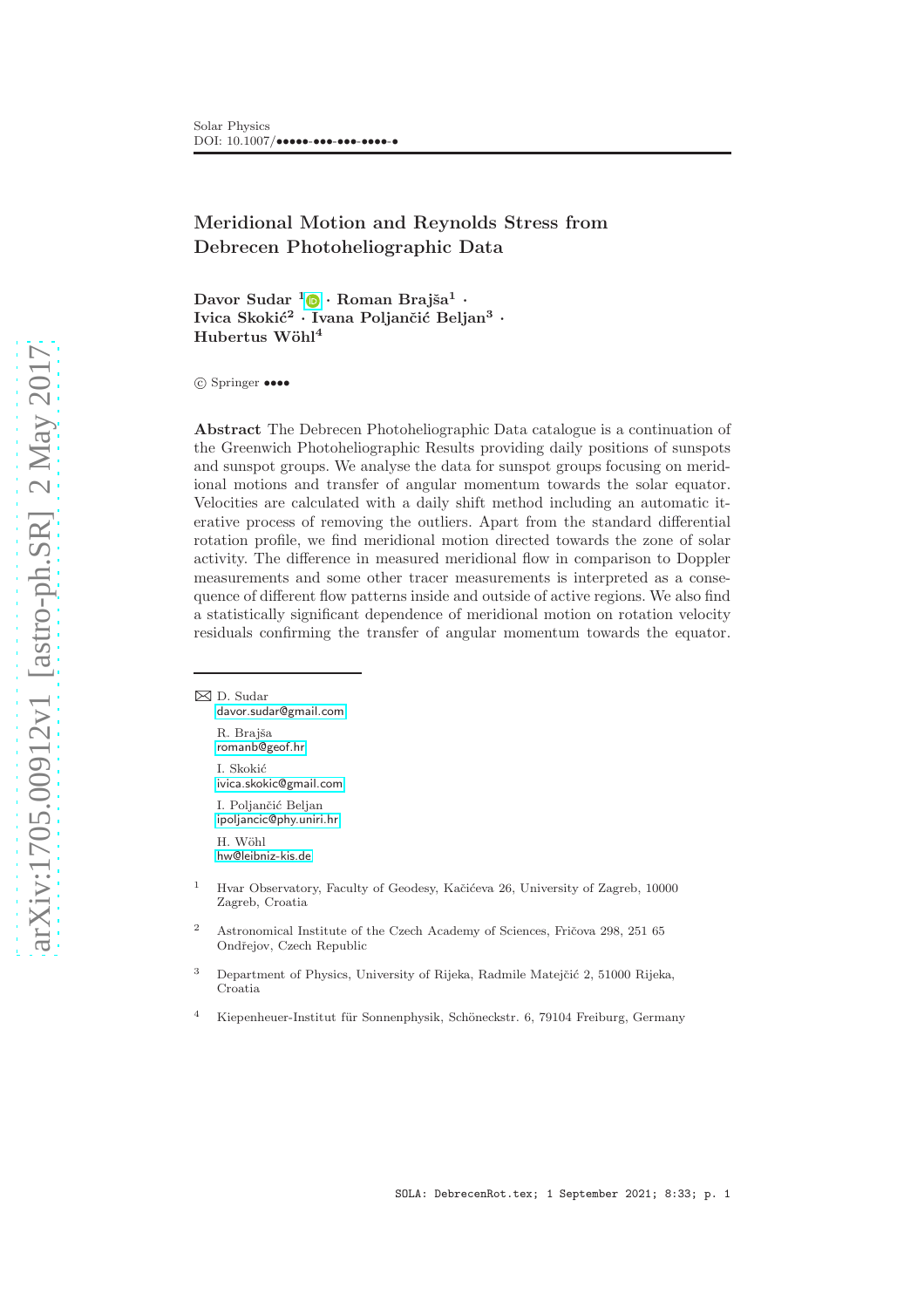Solar Physics
DOI: 10.1007/•••••-•••-•••-••••-•

# Meridional Motion and Reynolds Stress from Debrecen Photoheliographic Data

**Davor Sudar [1] · Roman Brajša[1] · Ivica Skokić[2] · Ivana Poljančić Beljan[3] · Hubertus Wöhl[4]**

© Springer ••••

**Abstract** The Debrecen Photoheliographic Data catalogue is a continuation of the Greenwich Photoheliographic Results providing daily positions of sunspots and sunspot groups. We analyse the data for sunspot groups focusing on meridional motions and transfer of angular momentum towards the solar equator. Velocities are calculated with a daily shift method including an automatic iterative process of removing the outliers. Apart from the standard differential rotation profile, we find meridional motion directed towards the zone of solar activity. The difference in measured meridional flow in comparison to Doppler measurements and some other tracer measurements is interpreted as a consequence of different flow patterns inside and outside of active regions. We also find a statistically significant dependence of meridional motion on rotation velocity residuals confirming the transfer of angular momentum towards the equator.

---

✉ D. Sudar
davor.sudar@gmail.com

R. Brajša
romanb@geof.hr

I. Skokić
ivica.skokic@gmail.com

I. Poljančić Beljan
ipoljancic@phy.uniri.hr

H. Wöhl
hw@leibniz-kis.de

[1] Hvar Observatory, Faculty of Geodesy, Kačićeva 26, University of Zagreb, 10000 Zagreb, Croatia

[2] Astronomical Institute of the Czech Academy of Sciences, Fričova 298, 251 65 Ondřejov, Czech Republic

[3] Department of Physics, University of Rijeka, Radmile Matejčić 2, 51000 Rijeka, Croatia

[4] Kiepenheuer-Institut für Sonnenphysik, Schöneckstr. 6, 79104 Freiburg, Germany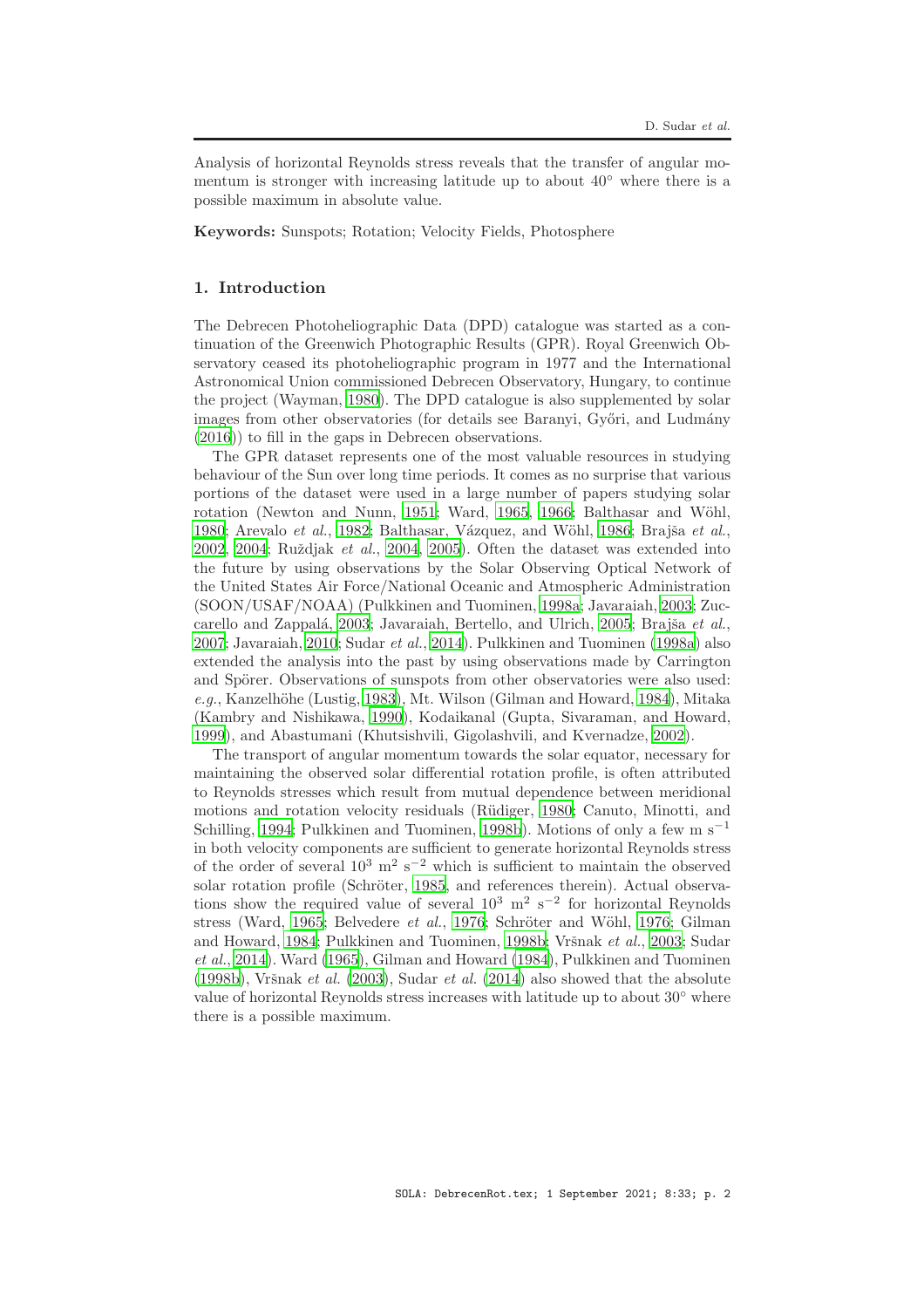Analysis of horizontal Reynolds stress reveals that the transfer of angular momentum is stronger with increasing latitude up to about 40° where there is a possible maximum in absolute value.

**Keywords:** Sunspots; Rotation; Velocity Fields, Photosphere

## 1. Introduction

The Debrecen Photoheliographic Data (DPD) catalogue was started as a continuation of the Greenwich Photographic Results (GPR). Royal Greenwich Observatory ceased its photoheliographic program in 1977 and the International Astronomical Union commissioned Debrecen Observatory, Hungary, to continue the project (Wayman, 1980). The DPD catalogue is also supplemented by solar images from other observatories (for details see Baranyi, Győri, and Ludmány (2016)) to fill in the gaps in Debrecen observations.

The GPR dataset represents one of the most valuable resources in studying behaviour of the Sun over long time periods. It comes as no surprise that various portions of the dataset were used in a large number of papers studying solar rotation (Newton and Nunn, 1951; Ward, 1965, 1966; Balthasar and Wöhl, 1980; Arevalo *et al.*, 1982; Balthasar, Vázquez, and Wöhl, 1986; Brajša *et al.*, 2002, 2004; Ruždjak *et al.*, 2004, 2005). Often the dataset was extended into the future by using observations by the Solar Observing Optical Network of the United States Air Force/National Oceanic and Atmospheric Administration (SOON/USAF/NOAA) (Pulkkinen and Tuominen, 1998a; Javaraiah, 2003; Zuccarello and Zappalá, 2003; Javaraiah, Bertello, and Ulrich, 2005; Brajša *et al.*, 2007; Javaraiah, 2010; Sudar *et al.*, 2014). Pulkkinen and Tuominen (1998a) also extended the analysis into the past by using observations made by Carrington and Spörer. Observations of sunspots from other observatories were also used: *e.g.*, Kanzelhöhe (Lustig, 1983), Mt. Wilson (Gilman and Howard, 1984), Mitaka (Kambry and Nishikawa, 1990), Kodaikanal (Gupta, Sivaraman, and Howard, 1999), and Abastumani (Khutsishvili, Gigolashvili, and Kvernadze, 2002).

The transport of angular momentum towards the solar equator, necessary for maintaining the observed solar differential rotation profile, is often attributed to Reynolds stresses which result from mutual dependence between meridional motions and rotation velocity residuals (Rüdiger, 1980; Canuto, Minotti, and Schilling, 1994; Pulkkinen and Tuominen, 1998b). Motions of only a few m $\mathrm{s}^{-1}$ in both velocity components are sufficient to generate horizontal Reynolds stress of the order of several $10^3$ $\mathrm{m}^2$ $\mathrm{s}^{-2}$ which is sufficient to maintain the observed solar rotation profile (Schröter, 1985, and references therein). Actual observations show the required value of several $10^3$ $\mathrm{m}^2$ $\mathrm{s}^{-2}$ for horizontal Reynolds stress (Ward, 1965; Belvedere *et al.*, 1976; Schröter and Wöhl, 1976; Gilman and Howard, 1984; Pulkkinen and Tuominen, 1998b; Vršnak *et al.*, 2003; Sudar *et al.*, 2014). Ward (1965), Gilman and Howard (1984), Pulkkinen and Tuominen (1998b), Vršnak *et al.* (2003), Sudar *et al.* (2014) also showed that the absolute value of horizontal Reynolds stress increases with latitude up to about 30° where there is a possible maximum.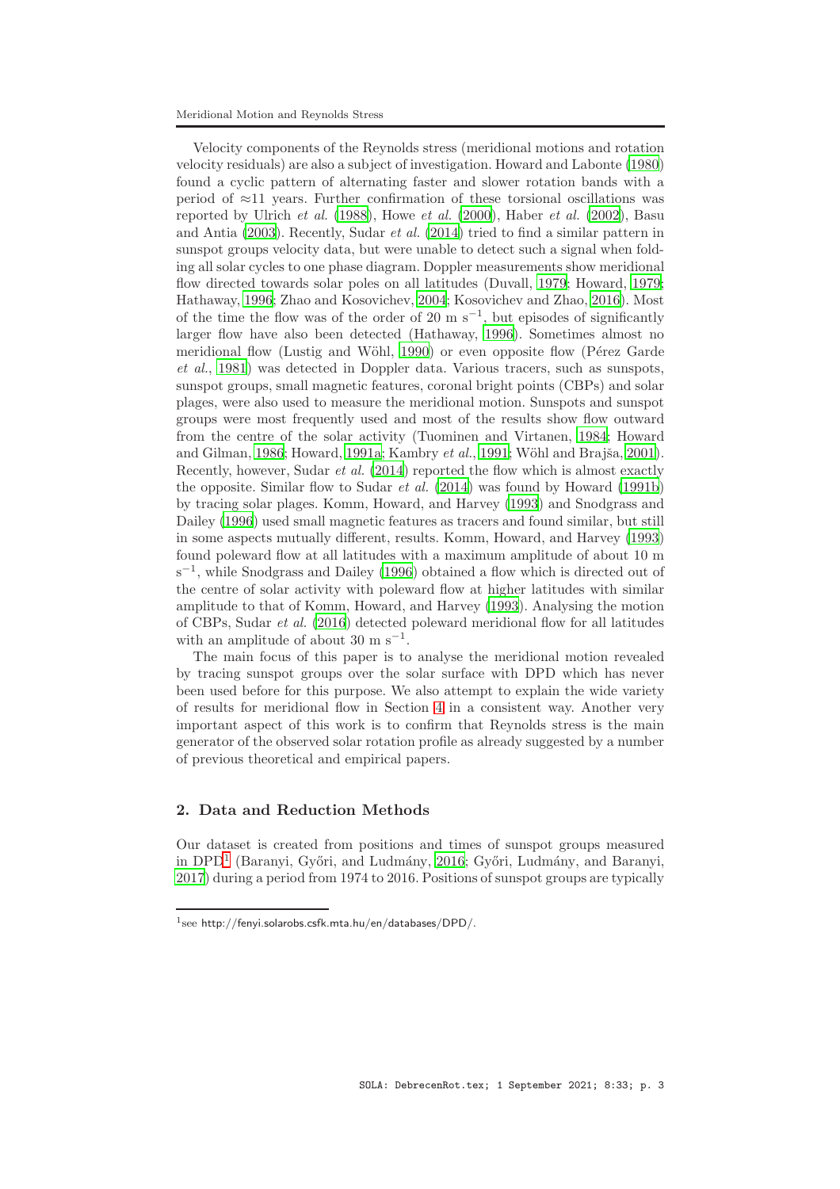Velocity components of the Reynolds stress (meridional motions and rotation velocity residuals) are also a subject of investigation. Howard and Labonte (1980) found a cyclic pattern of alternating faster and slower rotation bands with a period of ≈11 years. Further confirmation of these torsional oscillations was reported by Ulrich *et al.* (1988), Howe *et al.* (2000), Haber *et al.* (2002), Basu and Antia (2003). Recently, Sudar *et al.* (2014) tried to find a similar pattern in sunspot groups velocity data, but were unable to detect such a signal when folding all solar cycles to one phase diagram. Doppler measurements show meridional flow directed towards solar poles on all latitudes (Duvall, 1979; Howard, 1979; Hathaway, 1996; Zhao and Kosovichev, 2004; Kosovichev and Zhao, 2016). Most of the time the flow was of the order of 20 m $s^{-1}$, but episodes of significantly larger flow have also been detected (Hathaway, 1996). Sometimes almost no meridional flow (Lustig and Wöhl, 1990) or even opposite flow (Pérez Garde *et al.*, 1981) was detected in Doppler data. Various tracers, such as sunspots, sunspot groups, small magnetic features, coronal bright points (CBPs) and solar plages, were also used to measure the meridional motion. Sunspots and sunspot groups were most frequently used and most of the results show flow outward from the centre of the solar activity (Tuominen and Virtanen, 1984; Howard and Gilman, 1986; Howard, 1991a; Kambry *et al.*, 1991; Wöhl and Brajša, 2001). Recently, however, Sudar *et al.* (2014) reported the flow which is almost exactly the opposite. Similar flow to Sudar *et al.* (2014) was found by Howard (1991b) by tracing solar plages. Komm, Howard, and Harvey (1993) and Snodgrass and Dailey (1996) used small magnetic features as tracers and found similar, but still in some aspects mutually different, results. Komm, Howard, and Harvey (1993) found poleward flow at all latitudes with a maximum amplitude of about 10 m $s^{-1}$, while Snodgrass and Dailey (1996) obtained a flow which is directed out of the centre of solar activity with poleward flow at higher latitudes with similar amplitude to that of Komm, Howard, and Harvey (1993). Analysing the motion of CBPs, Sudar *et al.* (2016) detected poleward meridional flow for all latitudes with an amplitude of about 30 m $s^{-1}$.

The main focus of this paper is to analyse the meridional motion revealed by tracing sunspot groups over the solar surface with DPD which has never been used before for this purpose. We also attempt to explain the wide variety of results for meridional flow in Section 4 in a consistent way. Another very important aspect of this work is to confirm that Reynolds stress is the main generator of the observed solar rotation profile as already suggested by a number of previous theoretical and empirical papers.

## 2. Data and Reduction Methods

Our dataset is created from positions and times of sunspot groups measured in DPD[1] (Baranyi, Győri, and Ludmány, 2016; Győri, Ludmány, and Baranyi, 2017) during a period from 1974 to 2016. Positions of sunspot groups are typically

[1] see http://fenyi.solarobs.csfk.mta.hu/en/databases/DPD/.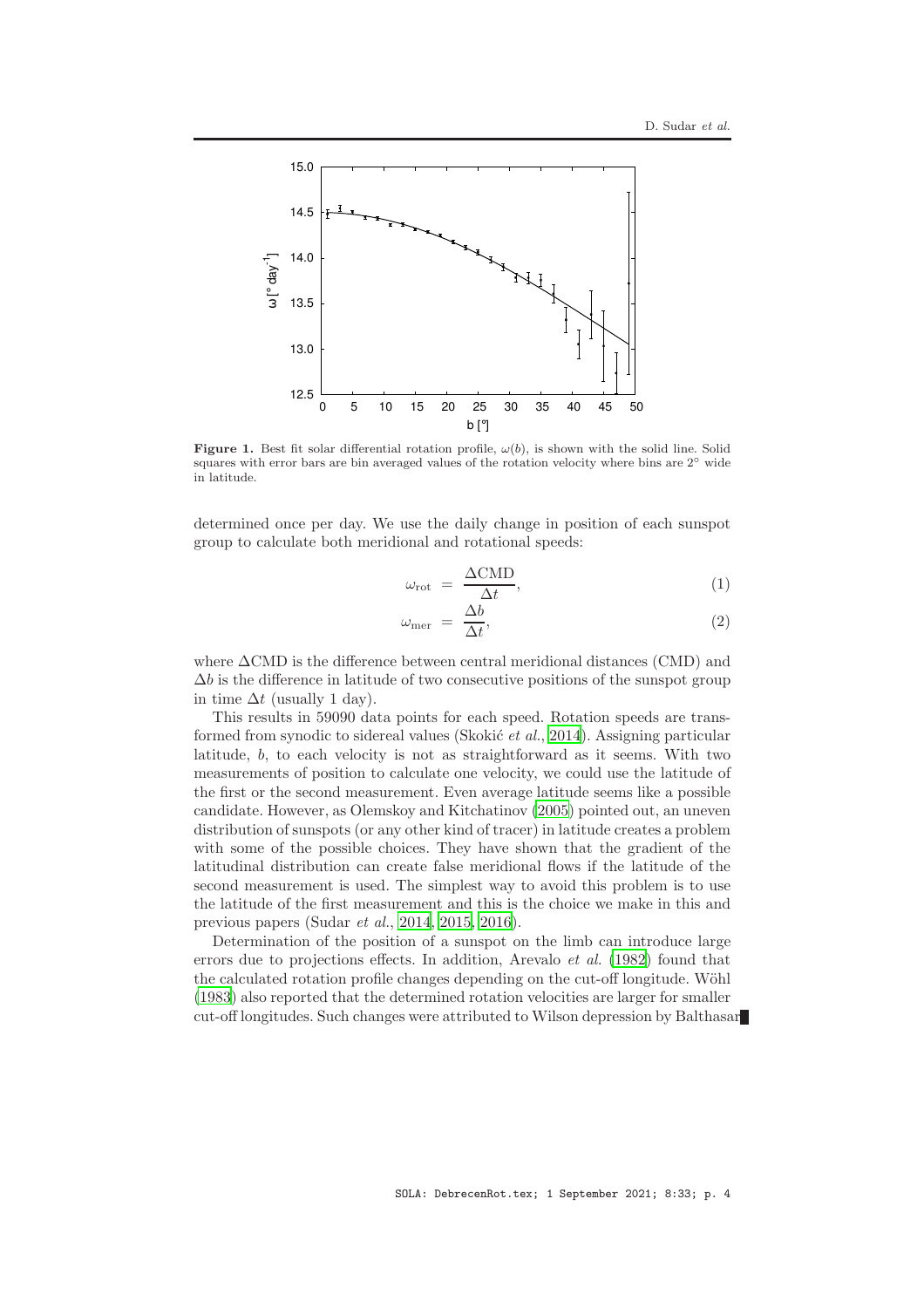**Figure 1.** Best fit solar differential rotation profile, $\omega(b)$, is shown with the solid line. Solid squares with error bars are bin averaged values of the rotation velocity where bins are 2° wide in latitude.

determined once per day. We use the daily change in position of each sunspot group to calculate both meridional and rotational speeds:

$$\omega_{\mathrm{rot}} = \frac{\Delta \mathrm{CMD}}{\Delta t}, \tag{1}$$

$$\omega_{\mathrm{mer}} = \frac{\Delta b}{\Delta t}, \tag{2}$$

where $\Delta$CMD is the difference between central meridional distances (CMD) and $\Delta b$ is the difference in latitude of two consecutive positions of the sunspot group in time $\Delta t$ (usually 1 day).

This results in 59090 data points for each speed. Rotation speeds are transformed from synodic to sidereal values (Skokić *et al.*, 2014). Assigning particular latitude, $b$, to each velocity is not as straightforward as it seems. With two measurements of position to calculate one velocity, we could use the latitude of the first or the second measurement. Even average latitude seems like a possible candidate. However, as Olemskoy and Kitchatinov (2005) pointed out, an uneven distribution of sunspots (or any other kind of tracer) in latitude creates a problem with some of the possible choices. They have shown that the gradient of the latitudinal distribution can create false meridional flows if the latitude of the second measurement is used. The simplest way to avoid this problem is to use the latitude of the first measurement and this is the choice we make in this and previous papers (Sudar *et al.*, 2014, 2015, 2016).

Determination of the position of a sunspot on the limb can introduce large errors due to projections effects. In addition, Arevalo *et al.* (1982) found that the calculated rotation profile changes depending on the cut-off longitude. Wöhl (1983) also reported that the determined rotation velocities are larger for smaller cut-off longitudes. Such changes were attributed to Wilson depression by Balthasar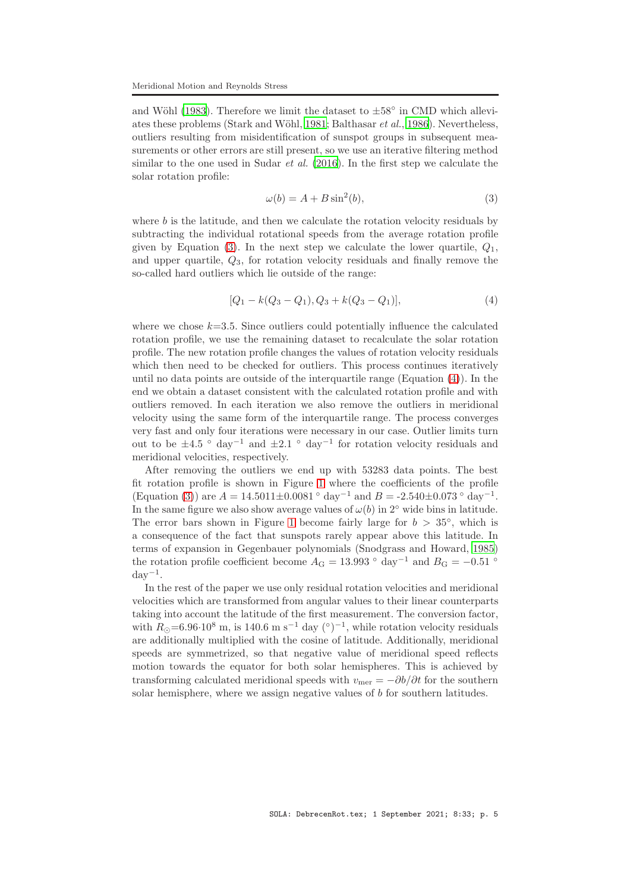and Wöhl (1983). Therefore we limit the dataset to $\pm 58^\circ$ in CMD which alleviates these problems (Stark and Wöhl, 1981; Balthasar *et al.*, 1986). Nevertheless, outliers resulting from misidentification of sunspot groups in subsequent measurements or other errors are still present, so we use an iterative filtering method similar to the one used in Sudar *et al.* (2016). In the first step we calculate the solar rotation profile:

$$\omega(b) = A + B \sin^2(b), \tag{3}$$

where $b$ is the latitude, and then we calculate the rotation velocity residuals by subtracting the individual rotational speeds from the average rotation profile given by Equation (3). In the next step we calculate the lower quartile, $Q_1$, and upper quartile, $Q_3$, for rotation velocity residuals and finally remove the so-called hard outliers which lie outside of the range:

$$[Q_1 - k(Q_3 - Q_1), Q_3 + k(Q_3 - Q_1)], \tag{4}$$

where we chose $k$=3.5. Since outliers could potentially influence the calculated rotation profile, we use the remaining dataset to recalculate the solar rotation profile. The new rotation profile changes the values of rotation velocity residuals which then need to be checked for outliers. This process continues iteratively until no data points are outside of the interquartile range (Equation (4)). In the end we obtain a dataset consistent with the calculated rotation profile and with outliers removed. In each iteration we also remove the outliers in meridional velocity using the same form of the interquartile range. The process converges very fast and only four iterations were necessary in our case. Outlier limits turn out to be $\pm 4.5\ ^\circ\ \mathrm{day}^{-1}$ and $\pm 2.1\ ^\circ\ \mathrm{day}^{-1}$ for rotation velocity residuals and meridional velocities, respectively.

After removing the outliers we end up with 53283 data points. The best fit rotation profile is shown in Figure 1 where the coefficients of the profile (Equation (3)) are $A = 14.5011 \pm 0.0081\ ^\circ\ \mathrm{day}^{-1}$ and $B = -2.540 \pm 0.073\ ^\circ\ \mathrm{day}^{-1}$. In the same figure we also show average values of $\omega(b)$ in $2^\circ$ wide bins in latitude. The error bars shown in Figure 1 become fairly large for $b > 35^\circ$, which is a consequence of the fact that sunspots rarely appear above this latitude. In terms of expansion in Gegenbauer polynomials (Snodgrass and Howard, 1985) the rotation profile coefficient become $A_{\mathrm{G}} = 13.993\ ^\circ\ \mathrm{day}^{-1}$ and $B_{\mathrm{G}} = -0.51\ ^\circ\ \mathrm{day}^{-1}$.

In the rest of the paper we use only residual rotation velocities and meridional velocities which are transformed from angular values to their linear counterparts taking into account the latitude of the first measurement. The conversion factor, with $R_\odot = 6.96 \cdot 10^8$ m, is 140.6 m s$^{-1}$ day $(^\circ)^{-1}$, while rotation velocity residuals are additionally multiplied with the cosine of latitude. Additionally, meridional speeds are symmetrized, so that negative value of meridional speed reflects motion towards the equator for both solar hemispheres. This is achieved by transforming calculated meridional speeds with $v_{\mathrm{mer}} = -\partial b/\partial t$ for the southern solar hemisphere, where we assign negative values of $b$ for southern latitudes.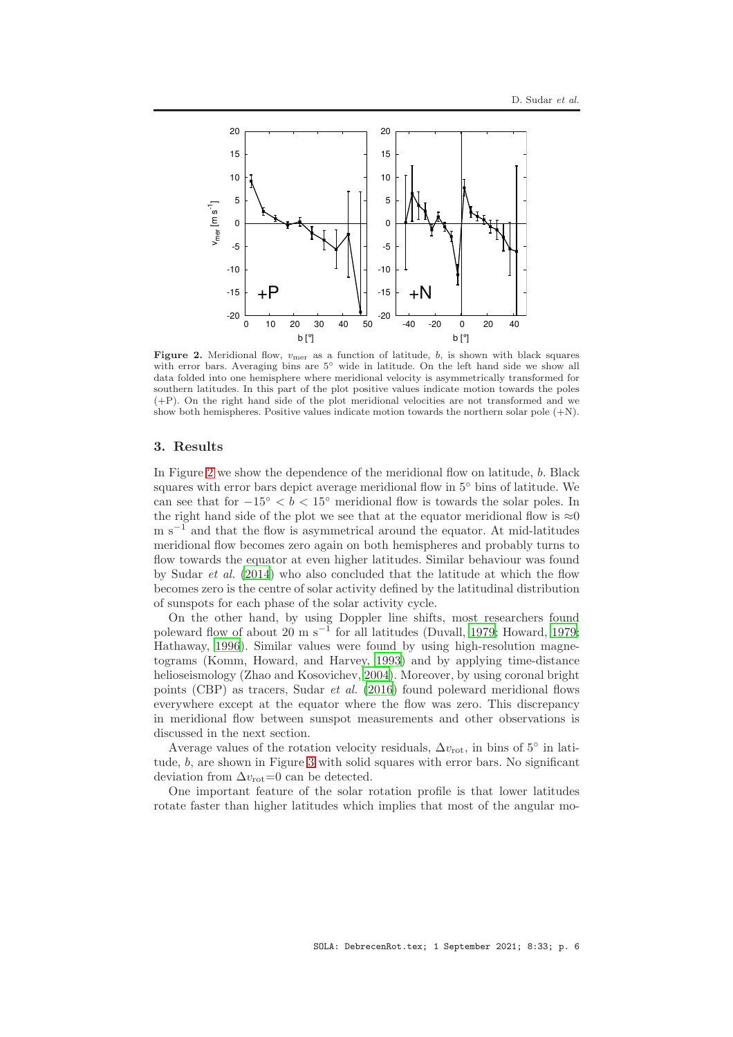**Figure 2.** Meridional flow, $v_{\rm mer}$ as a function of latitude, $b$, is shown with black squares with error bars. Averaging bins are 5° wide in latitude. On the left hand side we show all data folded into one hemisphere where meridional velocity is asymmetrically transformed for southern latitudes. In this part of the plot positive values indicate motion towards the poles (+P). On the right hand side of the plot meridional velocities are not transformed and we show both hemispheres. Positive values indicate motion towards the northern solar pole (+N).

## 3. Results

In Figure 2 we show the dependence of the meridional flow on latitude, $b$. Black squares with error bars depict average meridional flow in 5° bins of latitude. We can see that for $-15^\circ < b < 15^\circ$ meridional flow is towards the solar poles. In the right hand side of the plot we see that at the equator meridional flow is $\approx$0 m s$^{-1}$ and that the flow is asymmetrical around the equator. At mid-latitudes meridional flow becomes zero again on both hemispheres and probably turns to flow towards the equator at even higher latitudes. Similar behaviour was found by Sudar *et al.* (2014) who also concluded that the latitude at which the flow becomes zero is the centre of solar activity defined by the latitudinal distribution of sunspots for each phase of the solar activity cycle.

On the other hand, by using Doppler line shifts, most researchers found poleward flow of about 20 m s$^{-1}$ for all latitudes (Duvall, 1979; Howard, 1979; Hathaway, 1996). Similar values were found by using high-resolution magnetograms (Komm, Howard, and Harvey, 1993) and by applying time-distance helioseismology (Zhao and Kosovichev, 2004). Moreover, by using coronal bright points (CBP) as tracers, Sudar *et al.* (2016) found poleward meridional flows everywhere except at the equator where the flow was zero. This discrepancy in meridional flow between sunspot measurements and other observations is discussed in the next section.

Average values of the rotation velocity residuals, $\Delta v_{\rm rot}$, in bins of 5° in latitude, $b$, are shown in Figure 3 with solid squares with error bars. No significant deviation from $\Delta v_{\rm rot}$=0 can be detected.

One important feature of the solar rotation profile is that lower latitudes rotate faster than higher latitudes which implies that most of the angular mo-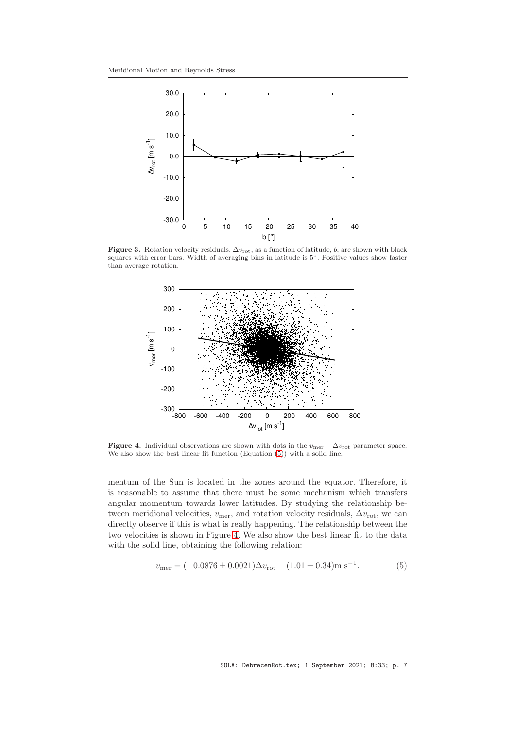**Figure 3.** Rotation velocity residuals, $\Delta v_{\rm rot}$, as a function of latitude, $b$, are shown with black squares with error bars. Width of averaging bins in latitude is 5°. Positive values show faster than average rotation.

**Figure 4.** Individual observations are shown with dots in the $v_{\rm mer}$ – $\Delta v_{\rm rot}$ parameter space. We also show the best linear fit function (Equation (5)) with a solid line.

mentum of the Sun is located in the zones around the equator. Therefore, it is reasonable to assume that there must be some mechanism which transfers angular momentum towards lower latitudes. By studying the relationship between meridional velocities, $v_{\rm mer}$, and rotation velocity residuals, $\Delta v_{\rm rot}$, we can directly observe if this is what is really happening. The relationship between the two velocities is shown in Figure 4. We also show the best linear fit to the data with the solid line, obtaining the following relation:

$$v_{\rm mer} = (-0.0876 \pm 0.0021)\Delta v_{\rm rot} + (1.01 \pm 0.34)\text{m s}^{-1}. \tag{5}$$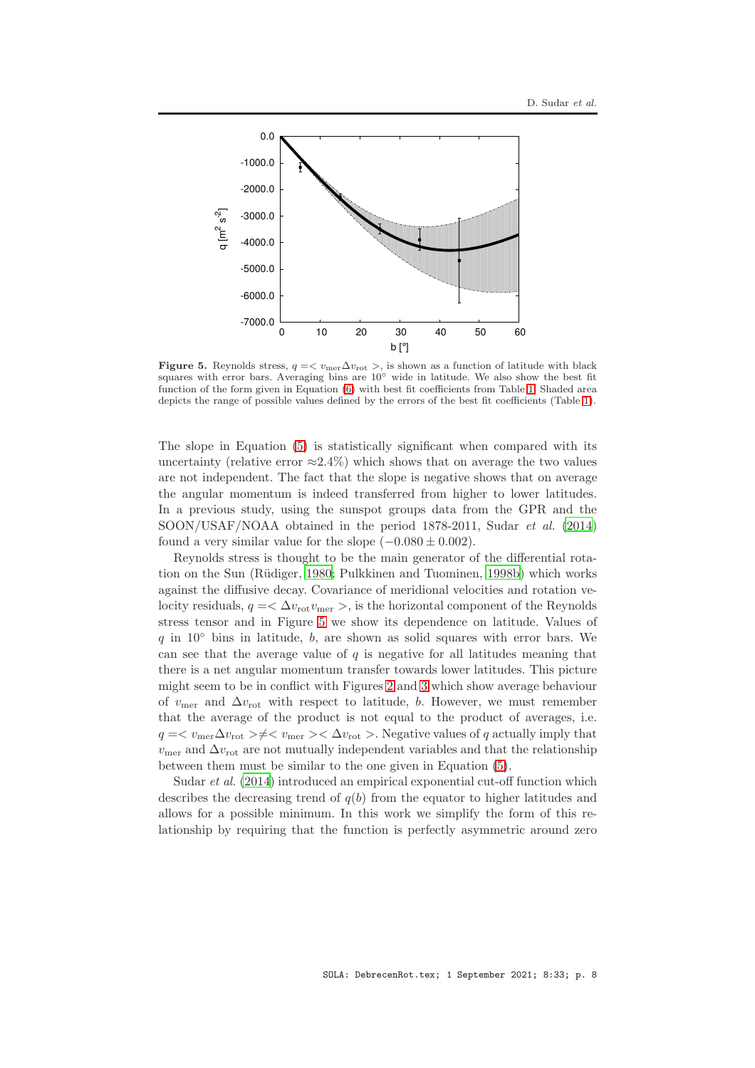**Figure 5.** Reynolds stress, $q = < v_{\mathrm{mer}} \Delta v_{\mathrm{rot}} >$, is shown as a function of latitude with black squares with error bars. Averaging bins are 10° wide in latitude. We also show the best fit function of the form given in Equation (6) with best fit coefficients from Table 1. Shaded area depicts the range of possible values defined by the errors of the best fit coefficients (Table 1).

The slope in Equation (5) is statistically significant when compared with its uncertainty (relative error $\approx$2.4%) which shows that on average the two values are not independent. The fact that the slope is negative shows that on average the angular momentum is indeed transferred from higher to lower latitudes. In a previous study, using the sunspot groups data from the GPR and the SOON/USAF/NOAA obtained in the period 1878-2011, Sudar *et al.* (2014) found a very similar value for the slope ($-0.080 \pm 0.002$).

Reynolds stress is thought to be the main generator of the differential rotation on the Sun (Rüdiger, 1980; Pulkkinen and Tuominen, 1998b) which works against the diffusive decay. Covariance of meridional velocities and rotation velocity residuals, $q = < \Delta v_{\mathrm{rot}} v_{\mathrm{mer}} >$, is the horizontal component of the Reynolds stress tensor and in Figure 5 we show its dependence on latitude. Values of $q$ in 10° bins in latitude, $b$, are shown as solid squares with error bars. We can see that the average value of $q$ is negative for all latitudes meaning that there is a net angular momentum transfer towards lower latitudes. This picture might seem to be in conflict with Figures 2 and 3 which show average behaviour of $v_{\mathrm{mer}}$ and $\Delta v_{\mathrm{rot}}$ with respect to latitude, $b$. However, we must remember that the average of the product is not equal to the product of averages, i.e. $q = < v_{\mathrm{mer}} \Delta v_{\mathrm{rot}} > \neq < v_{\mathrm{mer}} > < \Delta v_{\mathrm{rot}} >$. Negative values of $q$ actually imply that $v_{\mathrm{mer}}$ and $\Delta v_{\mathrm{rot}}$ are not mutually independent variables and that the relationship between them must be similar to the one given in Equation (5).

Sudar *et al.* (2014) introduced an empirical exponential cut-off function which describes the decreasing trend of $q(b)$ from the equator to higher latitudes and allows for a possible minimum. In this work we simplify the form of this relationship by requiring that the function is perfectly asymmetric around zero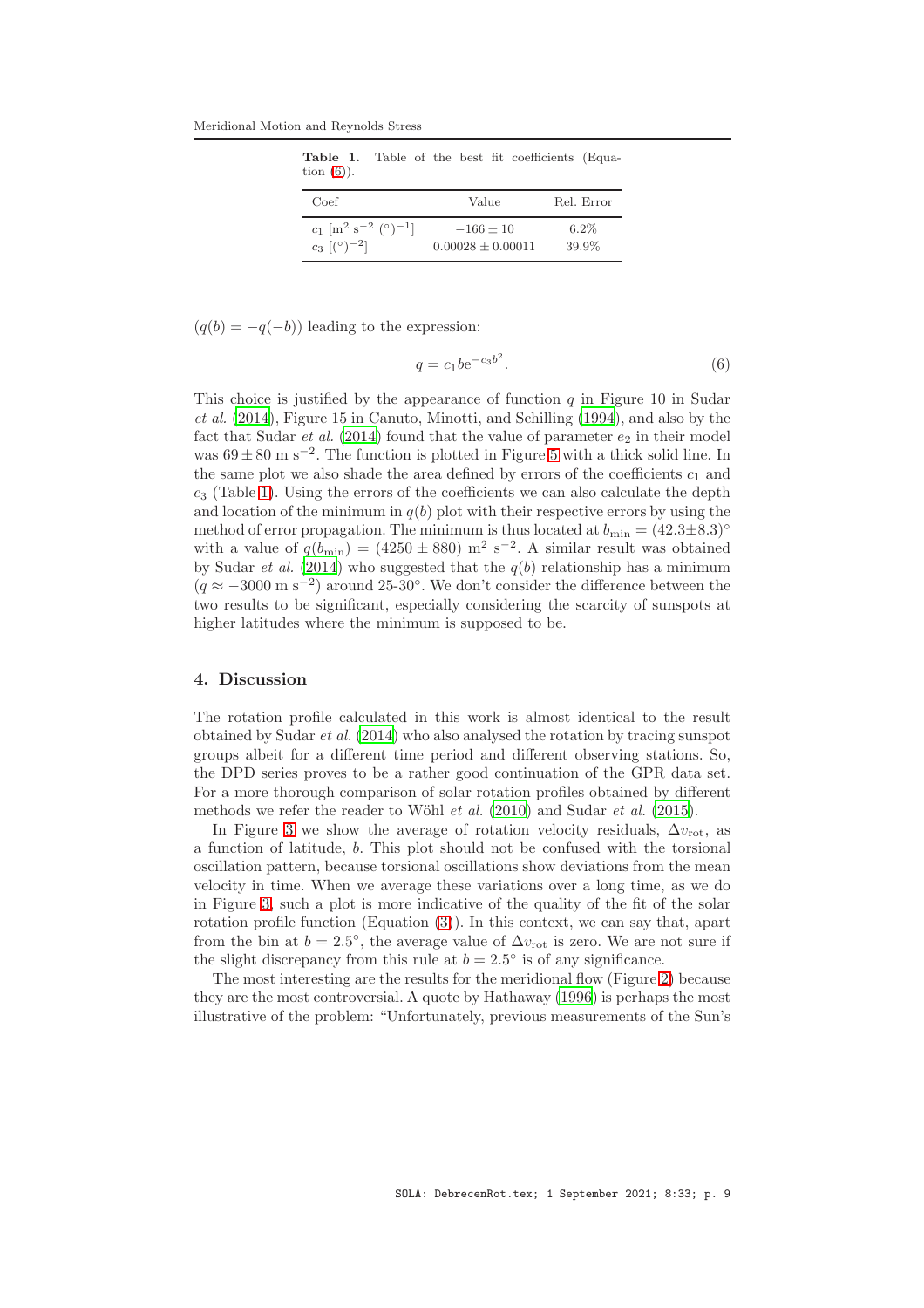**Table 1.** Table of the best fit coefficients (Equation (6)).

| Coef | Value | Rel. Error |
|---|---|---|
| $c_1$ [$\mathrm{m}^2\ \mathrm{s}^{-2}\ (^\circ)^{-1}$] | $-166 \pm 10$ | 6.2% |
| $c_3$ [$(^\circ)^{-2}$] | $0.00028 \pm 0.00011$ | 39.9% |

($q(b) = -q(-b)$) leading to the expression:

$$q = c_1 b \mathrm{e}^{-c_3 b^2}. \tag{6}$$

This choice is justified by the appearance of function $q$ in Figure 10 in Sudar *et al.* (2014), Figure 15 in Canuto, Minotti, and Schilling (1994), and also by the fact that Sudar *et al.* (2014) found that the value of parameter $e_2$ in their model was $69 \pm 80$ m s$^{-2}$. The function is plotted in Figure 5 with a thick solid line. In the same plot we also shade the area defined by errors of the coefficients $c_1$ and $c_3$ (Table 1). Using the errors of the coefficients we can also calculate the depth and location of the minimum in $q(b)$ plot with their respective errors by using the method of error propagation. The minimum is thus located at $b_{\min} = (42.3 \pm 8.3)^\circ$ with a value of $q(b_{\min}) = (4250 \pm 880)$ m$^2$ s$^{-2}$. A similar result was obtained by Sudar *et al.* (2014) who suggested that the $q(b)$ relationship has a minimum ($q \approx -3000$ m s$^{-2}$) around 25-30°. We don't consider the difference between the two results to be significant, especially considering the scarcity of sunspots at higher latitudes where the minimum is supposed to be.

## 4. Discussion

The rotation profile calculated in this work is almost identical to the result obtained by Sudar *et al.* (2014) who also analysed the rotation by tracing sunspot groups albeit for a different time period and different observing stations. So, the DPD series proves to be a rather good continuation of the GPR data set. For a more thorough comparison of solar rotation profiles obtained by different methods we refer the reader to Wöhl *et al.* (2010) and Sudar *et al.* (2015).

In Figure 3 we show the average of rotation velocity residuals, $\Delta v_{\mathrm{rot}}$, as a function of latitude, $b$. This plot should not be confused with the torsional oscillation pattern, because torsional oscillations show deviations from the mean velocity in time. When we average these variations over a long time, as we do in Figure 3, such a plot is more indicative of the quality of the fit of the solar rotation profile function (Equation (3)). In this context, we can say that, apart from the bin at $b = 2.5^\circ$, the average value of $\Delta v_{\mathrm{rot}}$ is zero. We are not sure if the slight discrepancy from this rule at $b = 2.5^\circ$ is of any significance.

The most interesting are the results for the meridional flow (Figure 2) because they are the most controversial. A quote by Hathaway (1996) is perhaps the most illustrative of the problem: "Unfortunately, previous measurements of the Sun's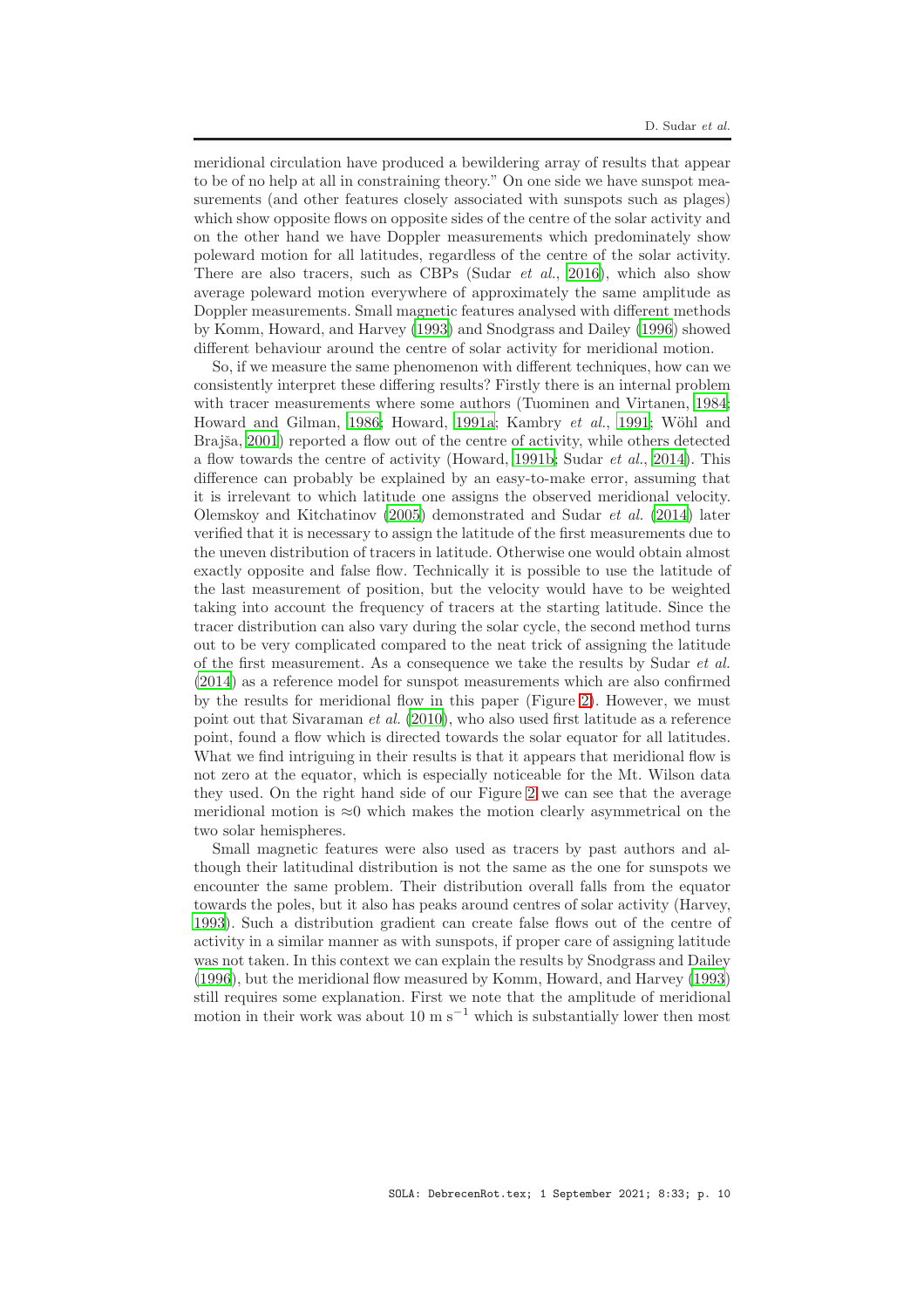meridional circulation have produced a bewildering array of results that appear to be of no help at all in constraining theory." On one side we have sunspot measurements (and other features closely associated with sunspots such as plages) which show opposite flows on opposite sides of the centre of the solar activity and on the other hand we have Doppler measurements which predominately show poleward motion for all latitudes, regardless of the centre of the solar activity. There are also tracers, such as CBPs (Sudar *et al.*, 2016), which also show average poleward motion everywhere of approximately the same amplitude as Doppler measurements. Small magnetic features analysed with different methods by Komm, Howard, and Harvey (1993) and Snodgrass and Dailey (1996) showed different behaviour around the centre of solar activity for meridional motion.

So, if we measure the same phenomenon with different techniques, how can we consistently interpret these differing results? Firstly there is an internal problem with tracer measurements where some authors (Tuominen and Virtanen, 1984; Howard and Gilman, 1986; Howard, 1991a; Kambry *et al.*, 1991; Wöhl and Brajša, 2001) reported a flow out of the centre of activity, while others detected a flow towards the centre of activity (Howard, 1991b; Sudar *et al.*, 2014). This difference can probably be explained by an easy-to-make error, assuming that it is irrelevant to which latitude one assigns the observed meridional velocity. Olemskoy and Kitchatinov (2005) demonstrated and Sudar *et al.* (2014) later verified that it is necessary to assign the latitude of the first measurements due to the uneven distribution of tracers in latitude. Otherwise one would obtain almost exactly opposite and false flow. Technically it is possible to use the latitude of the last measurement of position, but the velocity would have to be weighted taking into account the frequency of tracers at the starting latitude. Since the tracer distribution can also vary during the solar cycle, the second method turns out to be very complicated compared to the neat trick of assigning the latitude of the first measurement. As a consequence we take the results by Sudar *et al.* (2014) as a reference model for sunspot measurements which are also confirmed by the results for meridional flow in this paper (Figure 2). However, we must point out that Sivaraman *et al.* (2010), who also used first latitude as a reference point, found a flow which is directed towards the solar equator for all latitudes. What we find intriguing in their results is that it appears that meridional flow is not zero at the equator, which is especially noticeable for the Mt. Wilson data they used. On the right hand side of our Figure 2 we can see that the average meridional motion is $\approx 0$ which makes the motion clearly asymmetrical on the two solar hemispheres.

Small magnetic features were also used as tracers by past authors and although their latitudinal distribution is not the same as the one for sunspots we encounter the same problem. Their distribution overall falls from the equator towards the poles, but it also has peaks around centres of solar activity (Harvey, 1993). Such a distribution gradient can create false flows out of the centre of activity in a similar manner as with sunspots, if proper care of assigning latitude was not taken. In this context we can explain the results by Snodgrass and Dailey (1996), but the meridional flow measured by Komm, Howard, and Harvey (1993) still requires some explanation. First we note that the amplitude of meridional motion in their work was about 10 m s$^{-1}$ which is substantially lower then most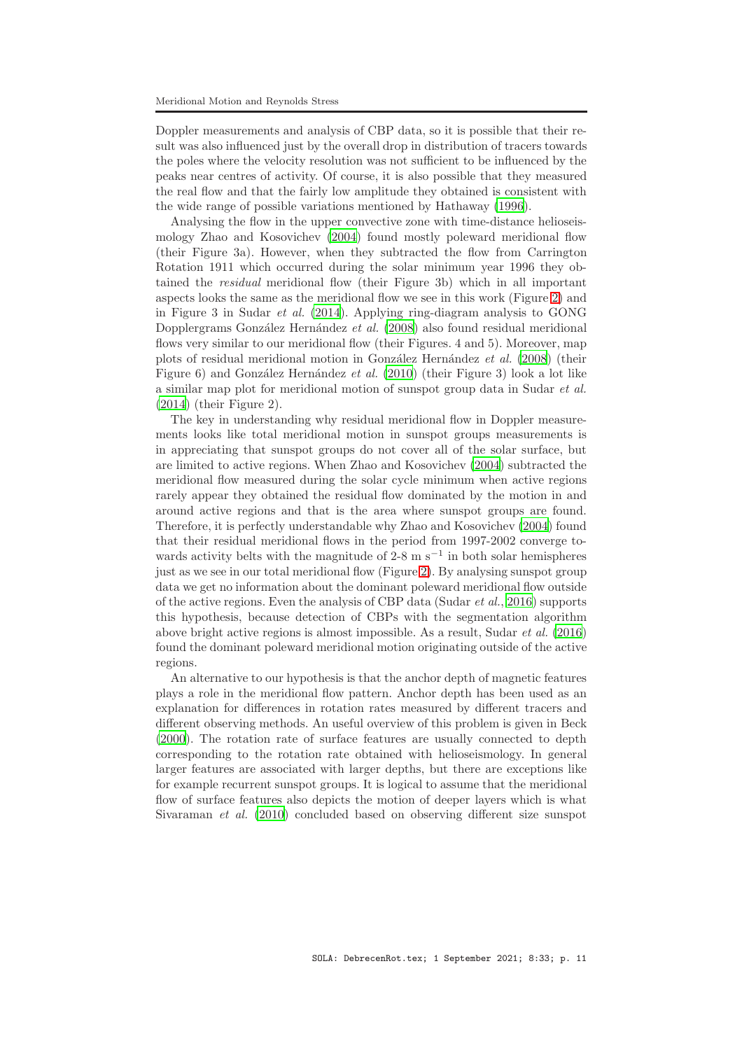Doppler measurements and analysis of CBP data, so it is possible that their result was also influenced just by the overall drop in distribution of tracers towards the poles where the velocity resolution was not sufficient to be influenced by the peaks near centres of activity. Of course, it is also possible that they measured the real flow and that the fairly low amplitude they obtained is consistent with the wide range of possible variations mentioned by Hathaway (1996).

Analysing the flow in the upper convective zone with time-distance helioseismology Zhao and Kosovichev (2004) found mostly poleward meridional flow (their Figure 3a). However, when they subtracted the flow from Carrington Rotation 1911 which occurred during the solar minimum year 1996 they obtained the *residual* meridional flow (their Figure 3b) which in all important aspects looks the same as the meridional flow we see in this work (Figure 2) and in Figure 3 in Sudar *et al.* (2014). Applying ring-diagram analysis to GONG Dopplergrams González Hernández *et al.* (2008) also found residual meridional flows very similar to our meridional flow (their Figures. 4 and 5). Moreover, map plots of residual meridional motion in González Hernández *et al.* (2008) (their Figure 6) and González Hernández *et al.* (2010) (their Figure 3) look a lot like a similar map plot for meridional motion of sunspot group data in Sudar *et al.* (2014) (their Figure 2).

The key in understanding why residual meridional flow in Doppler measurements looks like total meridional motion in sunspot groups measurements is in appreciating that sunspot groups do not cover all of the solar surface, but are limited to active regions. When Zhao and Kosovichev (2004) subtracted the meridional flow measured during the solar cycle minimum when active regions rarely appear they obtained the residual flow dominated by the motion in and around active regions and that is the area where sunspot groups are found. Therefore, it is perfectly understandable why Zhao and Kosovichev (2004) found that their residual meridional flows in the period from 1997-2002 converge towards activity belts with the magnitude of 2-8 m s$^{-1}$ in both solar hemispheres just as we see in our total meridional flow (Figure 2). By analysing sunspot group data we get no information about the dominant poleward meridional flow outside of the active regions. Even the analysis of CBP data (Sudar *et al.*, 2016) supports this hypothesis, because detection of CBPs with the segmentation algorithm above bright active regions is almost impossible. As a result, Sudar *et al.* (2016) found the dominant poleward meridional motion originating outside of the active regions.

An alternative to our hypothesis is that the anchor depth of magnetic features plays a role in the meridional flow pattern. Anchor depth has been used as an explanation for differences in rotation rates measured by different tracers and different observing methods. An useful overview of this problem is given in Beck (2000). The rotation rate of surface features are usually connected to depth corresponding to the rotation rate obtained with helioseismology. In general larger features are associated with larger depths, but there are exceptions like for example recurrent sunspot groups. It is logical to assume that the meridional flow of surface features also depicts the motion of deeper layers which is what Sivaraman *et al.* (2010) concluded based on observing different size sunspot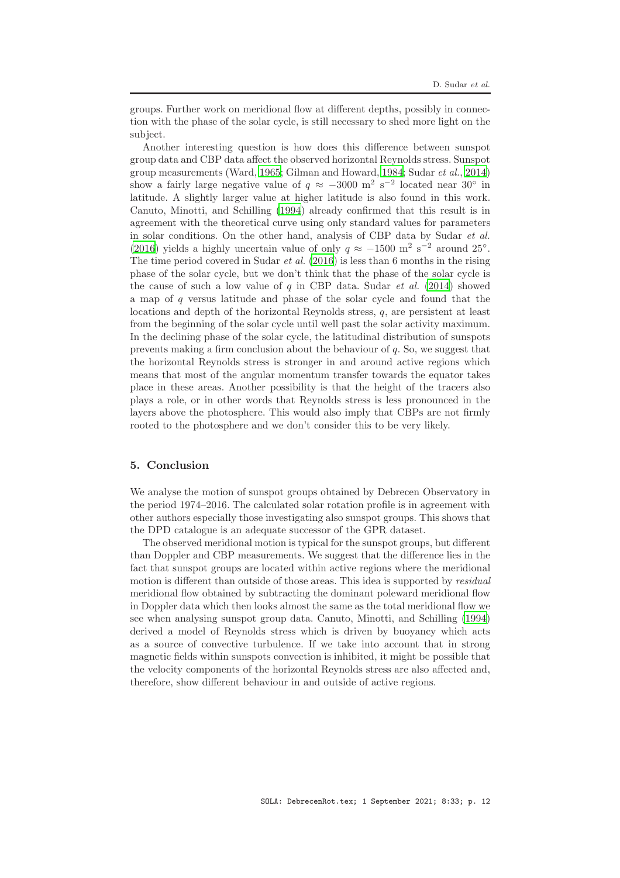groups. Further work on meridional flow at different depths, possibly in connection with the phase of the solar cycle, is still necessary to shed more light on the subject.

Another interesting question is how does this difference between sunspot group data and CBP data affect the observed horizontal Reynolds stress. Sunspot group measurements (Ward, 1965; Gilman and Howard, 1984; Sudar *et al.*, 2014) show a fairly large negative value of $q \approx -3000$ m$^2$ s$^{-2}$ located near 30° in latitude. A slightly larger value at higher latitude is also found in this work. Canuto, Minotti, and Schilling (1994) already confirmed that this result is in agreement with the theoretical curve using only standard values for parameters in solar conditions. On the other hand, analysis of CBP data by Sudar *et al.* (2016) yields a highly uncertain value of only $q \approx -1500$ m$^2$ s$^{-2}$ around 25°. The time period covered in Sudar *et al.* (2016) is less than 6 months in the rising phase of the solar cycle, but we don't think that the phase of the solar cycle is the cause of such a low value of $q$ in CBP data. Sudar *et al.* (2014) showed a map of $q$ versus latitude and phase of the solar cycle and found that the locations and depth of the horizontal Reynolds stress, $q$, are persistent at least from the beginning of the solar cycle until well past the solar activity maximum. In the declining phase of the solar cycle, the latitudinal distribution of sunspots prevents making a firm conclusion about the behaviour of $q$. So, we suggest that the horizontal Reynolds stress is stronger in and around active regions which means that most of the angular momentum transfer towards the equator takes place in these areas. Another possibility is that the height of the tracers also plays a role, or in other words that Reynolds stress is less pronounced in the layers above the photosphere. This would also imply that CBPs are not firmly rooted to the photosphere and we don't consider this to be very likely.

## 5. Conclusion

We analyse the motion of sunspot groups obtained by Debrecen Observatory in the period 1974–2016. The calculated solar rotation profile is in agreement with other authors especially those investigating also sunspot groups. This shows that the DPD catalogue is an adequate successor of the GPR dataset.

The observed meridional motion is typical for the sunspot groups, but different than Doppler and CBP measurements. We suggest that the difference lies in the fact that sunspot groups are located within active regions where the meridional motion is different than outside of those areas. This idea is supported by *residual* meridional flow obtained by subtracting the dominant poleward meridional flow in Doppler data which then looks almost the same as the total meridional flow we see when analysing sunspot group data. Canuto, Minotti, and Schilling (1994) derived a model of Reynolds stress which is driven by buoyancy which acts as a source of convective turbulence. If we take into account that in strong magnetic fields within sunspots convection is inhibited, it might be possible that the velocity components of the horizontal Reynolds stress are also affected and, therefore, show different behaviour in and outside of active regions.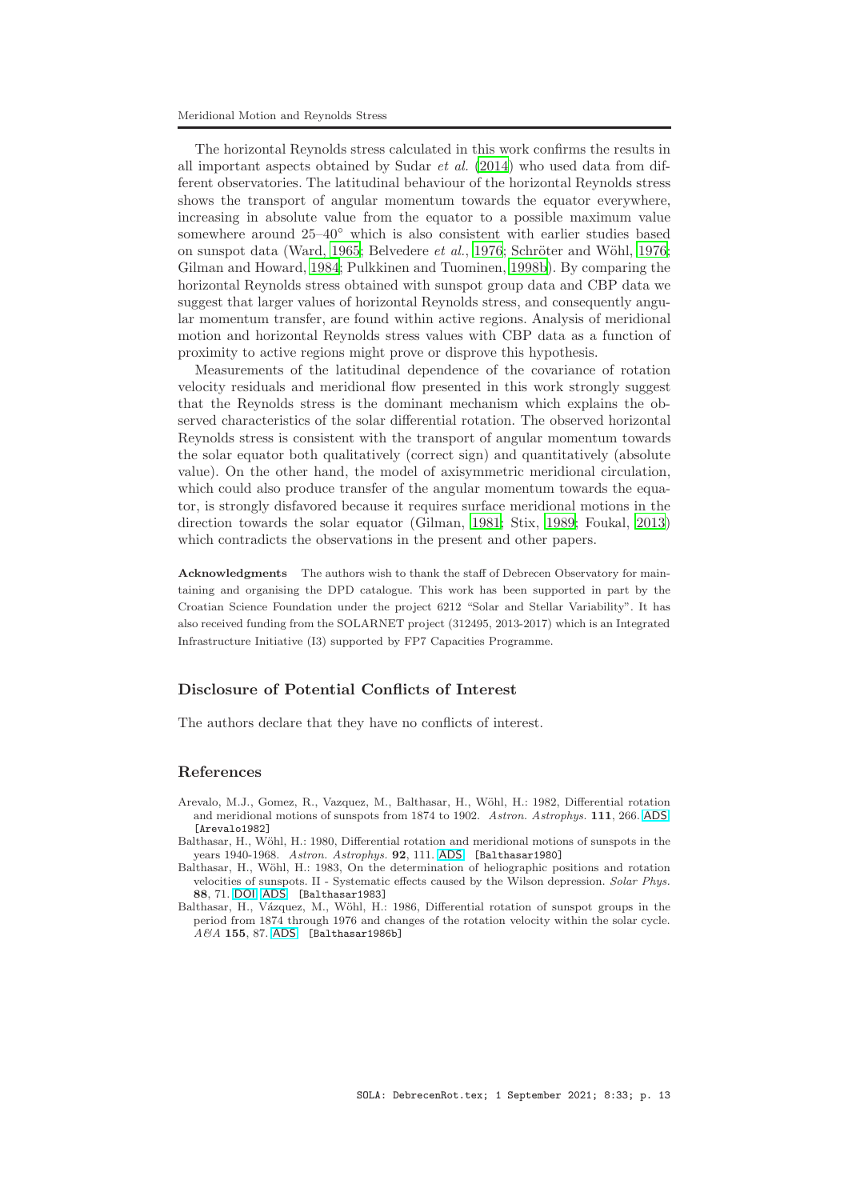The horizontal Reynolds stress calculated in this work confirms the results in all important aspects obtained by Sudar *et al.* (2014) who used data from different observatories. The latitudinal behaviour of the horizontal Reynolds stress shows the transport of angular momentum towards the equator everywhere, increasing in absolute value from the equator to a possible maximum value somewhere around 25–40° which is also consistent with earlier studies based on sunspot data (Ward, 1965; Belvedere *et al.*, 1976; Schröter and Wöhl, 1976; Gilman and Howard, 1984; Pulkkinen and Tuominen, 1998b). By comparing the horizontal Reynolds stress obtained with sunspot group data and CBP data we suggest that larger values of horizontal Reynolds stress, and consequently angular momentum transfer, are found within active regions. Analysis of meridional motion and horizontal Reynolds stress values with CBP data as a function of proximity to active regions might prove or disprove this hypothesis.

Measurements of the latitudinal dependence of the covariance of rotation velocity residuals and meridional flow presented in this work strongly suggest that the Reynolds stress is the dominant mechanism which explains the observed characteristics of the solar differential rotation. The observed horizontal Reynolds stress is consistent with the transport of angular momentum towards the solar equator both qualitatively (correct sign) and quantitatively (absolute value). On the other hand, the model of axisymmetric meridional circulation, which could also produce transfer of the angular momentum towards the equator, is strongly disfavored because it requires surface meridional motions in the direction towards the solar equator (Gilman, 1981; Stix, 1989; Foukal, 2013) which contradicts the observations in the present and other papers.

**Acknowledgments** The authors wish to thank the staff of Debrecen Observatory for maintaining and organising the DPD catalogue. This work has been supported in part by the Croatian Science Foundation under the project 6212 "Solar and Stellar Variability". It has also received funding from the SOLARNET project (312495, 2013-2017) which is an Integrated Infrastructure Initiative (I3) supported by FP7 Capacities Programme.

## Disclosure of Potential Conflicts of Interest

The authors declare that they have no conflicts of interest.

## References

Arevalo, M.J., Gomez, R., Vazquez, M., Balthasar, H., Wöhl, H.: 1982, Differential rotation and meridional motions of sunspots from 1874 to 1902. *Astron. Astrophys.* **111**, 266. ADS. [Arevalo1982]

Balthasar, H., Wöhl, H.: 1980, Differential rotation and meridional motions of sunspots in the years 1940-1968. *Astron. Astrophys.* **92**, 111. ADS. [Balthasar1980]

Balthasar, H., Wöhl, H.: 1983, On the determination of heliographic positions and rotation velocities of sunspots. II - Systematic effects caused by the Wilson depression. *Solar Phys.* **88**, 71. DOI. ADS. [Balthasar1983]

Balthasar, H., Vázquez, M., Wöhl, H.: 1986, Differential rotation of sunspot groups in the period from 1874 through 1976 and changes of the rotation velocity within the solar cycle. *A&A* **155**, 87. ADS. [Balthasar1986b]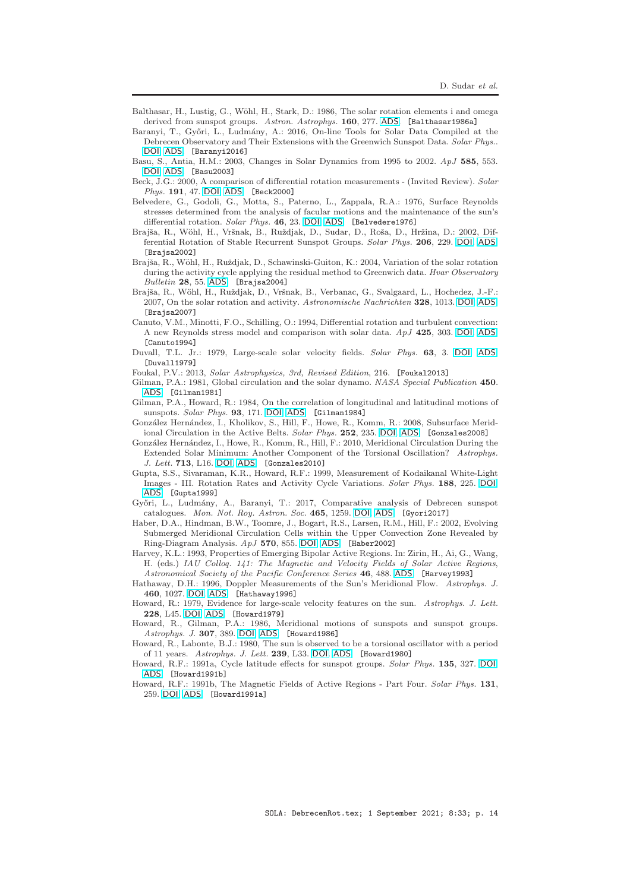Balthasar, H., Lustig, G., Wöhl, H., Stark, D.: 1986, The solar rotation elements i and omega derived from sunspot groups. *Astron. Astrophys.* **160**, 277. ADS. [Balthasar1986a]

Baranyi, T., Győri, L., Ludmány, A.: 2016, On-line Tools for Solar Data Compiled at the Debrecen Observatory and Their Extensions with the Greenwich Sunspot Data. *Solar Phys.*. DOI. ADS. [Baranyi2016]

Basu, S., Antia, H.M.: 2003, Changes in Solar Dynamics from 1995 to 2002. *ApJ* **585**, 553. DOI. ADS. [Basu2003]

Beck, J.G.: 2000, A comparison of differential rotation measurements - (Invited Review). *Solar Phys.* **191**, 47. DOI. ADS. [Beck2000]

Belvedere, G., Godoli, G., Motta, S., Paterno, L., Zappala, R.A.: 1976, Surface Reynolds stresses determined from the analysis of facular motions and the maintenance of the sun's differential rotation. *Solar Phys.* **46**, 23. DOI. ADS. [Belvedere1976]

Brajša, R., Wöhl, H., Vršnak, B., Ruždjak, D., Sudar, D., Roša, D., Hržina, D.: 2002, Differential Rotation of Stable Recurrent Sunspot Groups. *Solar Phys.* **206**, 229. DOI. ADS. [Brajsa2002]

Brajša, R., Wöhl, H., Ruždjak, D., Schawinski-Guiton, K.: 2004, Variation of the solar rotation during the activity cycle applying the residual method to Greenwich data. *Hvar Observatory Bulletin* **28**, 55. ADS. [Brajsa2004]

Brajša, R., Wöhl, H., Ruždjak, D., Vršnak, B., Verbanac, G., Svalgaard, L., Hochedez, J.-F.: 2007, On the solar rotation and activity. *Astronomische Nachrichten* **328**, 1013. DOI. ADS. [Brajsa2007]

Canuto, V.M., Minotti, F.O., Schilling, O.: 1994, Differential rotation and turbulent convection: A new Reynolds stress model and comparison with solar data. *ApJ* **425**, 303. DOI. ADS. [Canuto1994]

Duvall, T.L. Jr.: 1979, Large-scale solar velocity fields. *Solar Phys.* **63**, 3. DOI. ADS. [Duvall1979]

Foukal, P.V.: 2013, *Solar Astrophysics, 3rd, Revised Edition*, 216. [Foukal2013]

Gilman, P.A.: 1981, Global circulation and the solar dynamo. *NASA Special Publication* **450**. ADS. [Gilman1981]

Gilman, P.A., Howard, R.: 1984, On the correlation of longitudinal and latitudinal motions of sunspots. *Solar Phys.* **93**, 171. DOI. ADS. [Gilman1984]

González Hernández, I., Kholikov, S., Hill, F., Howe, R., Komm, R.: 2008, Subsurface Meridional Circulation in the Active Belts. *Solar Phys.* **252**, 235. DOI. ADS. [Gonzales2008]

González Hernández, I., Howe, R., Komm, R., Hill, F.: 2010, Meridional Circulation During the Extended Solar Minimum: Another Component of the Torsional Oscillation? *Astrophys. J. Lett.* **713**, L16. DOI. ADS. [Gonzales2010]

Gupta, S.S., Sivaraman, K.R., Howard, R.F.: 1999, Measurement of Kodaikanal White-Light Images - III. Rotation Rates and Activity Cycle Variations. *Solar Phys.* **188**, 225. DOI. ADS. [Gupta1999]

Győri, L., Ludmány, A., Baranyi, T.: 2017, Comparative analysis of Debrecen sunspot catalogues. *Mon. Not. Roy. Astron. Soc.* **465**, 1259. DOI. ADS. [Gyori2017]

Haber, D.A., Hindman, B.W., Toomre, J., Bogart, R.S., Larsen, R.M., Hill, F.: 2002, Evolving Submerged Meridional Circulation Cells within the Upper Convection Zone Revealed by Ring-Diagram Analysis. *ApJ* **570**, 855. DOI. ADS. [Haber2002]

Harvey, K.L.: 1993, Properties of Emerging Bipolar Active Regions. In: Zirin, H., Ai, G., Wang, H. (eds.) *IAU Colloq. 141: The Magnetic and Velocity Fields of Solar Active Regions*, *Astronomical Society of the Pacific Conference Series* **46**, 488. ADS. [Harvey1993]

Hathaway, D.H.: 1996, Doppler Measurements of the Sun's Meridional Flow. *Astrophys. J.* **460**, 1027. DOI. ADS. [Hathaway1996]

Howard, R.: 1979, Evidence for large-scale velocity features on the sun. *Astrophys. J. Lett.* **228**, L45. DOI. ADS. [Howard1979]

Howard, R., Gilman, P.A.: 1986, Meridional motions of sunspots and sunspot groups. *Astrophys. J.* **307**, 389. DOI. ADS. [Howard1986]

Howard, R., Labonte, B.J.: 1980, The sun is observed to be a torsional oscillator with a period of 11 years. *Astrophys. J. Lett.* **239**, L33. DOI. ADS. [Howard1980]

Howard, R.F.: 1991a, Cycle latitude effects for sunspot groups. *Solar Phys.* **135**, 327. DOI. ADS. [Howard1991b]

Howard, R.F.: 1991b, The Magnetic Fields of Active Regions - Part Four. *Solar Phys.* **131**, 259. DOI. ADS. [Howard1991a]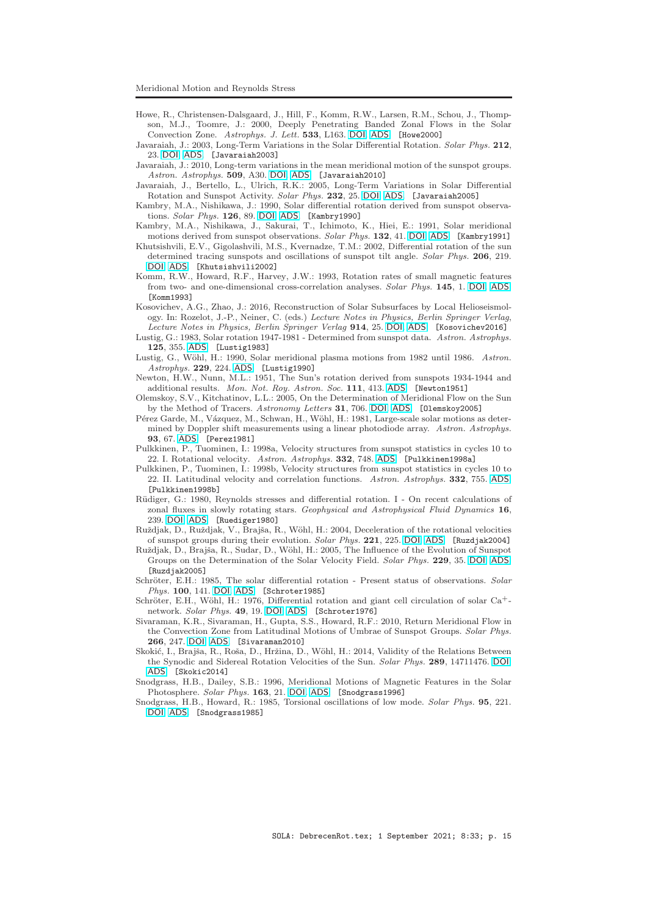Howe, R., Christensen-Dalsgaard, J., Hill, F., Komm, R.W., Larsen, R.M., Schou, J., Thompson, M.J., Toomre, J.: 2000, Deeply Penetrating Banded Zonal Flows in the Solar Convection Zone. *Astrophys. J. Lett.* **533**, L163. DOI ADS [Howe2000]

Javaraiah, J.: 2003, Long-Term Variations in the Solar Differential Rotation. *Solar Phys.* **212**, 23. DOI ADS [Javaraiah2003]

Javaraiah, J.: 2010, Long-term variations in the mean meridional motion of the sunspot groups. *Astron. Astrophys.* **509**, A30. DOI ADS [Javaraiah2010]

Javaraiah, J., Bertello, L., Ulrich, R.K.: 2005, Long-Term Variations in Solar Differential Rotation and Sunspot Activity. *Solar Phys.* **232**, 25. DOI ADS [Javaraiah2005]

Kambry, M.A., Nishikawa, J.: 1990, Solar differential rotation derived from sunspot observations. *Solar Phys.* **126**, 89. DOI ADS [Kambry1990]

Kambry, M.A., Nishikawa, J., Sakurai, T., Ichimoto, K., Hiei, E.: 1991, Solar meridional motions derived from sunspot observations. *Solar Phys.* **132**, 41. DOI ADS [Kambry1991]

Khutsishvili, E.V., Gigolashvili, M.S., Kvernadze, T.M.: 2002, Differential rotation of the sun determined tracing sunspots and oscillations of sunspot tilt angle. *Solar Phys.* **206**, 219. DOI ADS [Khutsishvili2002]

Komm, R.W., Howard, R.F., Harvey, J.W.: 1993, Rotation rates of small magnetic features from two- and one-dimensional cross-correlation analyses. *Solar Phys.* **145**, 1. DOI ADS [Komm1993]

Kosovichev, A.G., Zhao, J.: 2016, Reconstruction of Solar Subsurfaces by Local Helioseismology. In: Rozelot, J.-P., Neiner, C. (eds.) *Lecture Notes in Physics, Berlin Springer Verlag, Lecture Notes in Physics, Berlin Springer Verlag* **914**, 25. DOI ADS [Kosovichev2016]

Lustig, G.: 1983, Solar rotation 1947-1981 - Determined from sunspot data. *Astron. Astrophys.* **125**, 355. ADS [Lustig1983]

Lustig, G., Wöhl, H.: 1990, Solar meridional plasma motions from 1982 until 1986. *Astron. Astrophys.* **229**, 224. ADS [Lustig1990]

Newton, H.W., Nunn, M.L.: 1951, The Sun's rotation derived from sunspots 1934-1944 and additional results. *Mon. Not. Roy. Astron. Soc.* **111**, 413. ADS [Newton1951]

Olemskoy, S.V., Kitchatinov, L.L.: 2005, On the Determination of Meridional Flow on the Sun by the Method of Tracers. *Astronomy Letters* **31**, 706. DOI ADS [Olemskoy2005]

Pérez Garde, M., Vázquez, M., Schwan, H., Wöhl, H.: 1981, Large-scale solar motions as determined by Doppler shift measurements using a linear photodiode array. *Astron. Astrophys.* **93**, 67. ADS [Perez1981]

Pulkkinen, P., Tuominen, I.: 1998a, Velocity structures from sunspot statistics in cycles 10 to 22. I. Rotational velocity. *Astron. Astrophys.* **332**, 748. ADS [Pulkkinen1998a]

Pulkkinen, P., Tuominen, I.: 1998b, Velocity structures from sunspot statistics in cycles 10 to 22. II. Latitudinal velocity and correlation functions. *Astron. Astrophys.* **332**, 755. ADS [Pulkkinen1998b]

Rüdiger, G.: 1980, Reynolds stresses and differential rotation. I - On recent calculations of zonal fluxes in slowly rotating stars. *Geophysical and Astrophysical Fluid Dynamics* **16**, 239. DOI ADS [Ruediger1980]

Ruždjak, D., Ruždjak, V., Brajša, R., Wöhl, H.: 2004, Deceleration of the rotational velocities of sunspot groups during their evolution. *Solar Phys.* **221**, 225. DOI ADS [Ruzdjak2004]

Ruždjak, D., Brajša, R., Sudar, D., Wöhl, H.: 2005, The Influence of the Evolution of Sunspot Groups on the Determination of the Solar Velocity Field. *Solar Phys.* **229**, 35. DOI ADS [Ruzdjak2005]

Schröter, E.H.: 1985, The solar differential rotation - Present status of observations. *Solar Phys.* **100**, 141. DOI ADS [Schroter1985]

Schröter, E.H., Wöhl, H.: 1976, Differential rotation and giant cell circulation of solar Ca$^+$-network. *Solar Phys.* **49**, 19. DOI ADS [Schroter1976]

Sivaraman, K.R., Sivaraman, H., Gupta, S.S., Howard, R.F.: 2010, Return Meridional Flow in the Convection Zone from Latitudinal Motions of Umbrae of Sunspot Groups. *Solar Phys.* **266**, 247. DOI ADS [Sivaraman2010]

Skokić, I., Brajša, R., Roša, D., Hržina, D., Wöhl, H.: 2014, Validity of the Relations Between the Synodic and Sidereal Rotation Velocities of the Sun. *Solar Phys.* **289**, 14711476. DOI ADS [Skokic2014]

Snodgrass, H.B., Dailey, S.B.: 1996, Meridional Motions of Magnetic Features in the Solar Photosphere. *Solar Phys.* **163**, 21. DOI ADS [Snodgrass1996]

Snodgrass, H.B., Howard, R.: 1985, Torsional oscillations of low mode. *Solar Phys.* **95**, 221. DOI ADS [Snodgrass1985]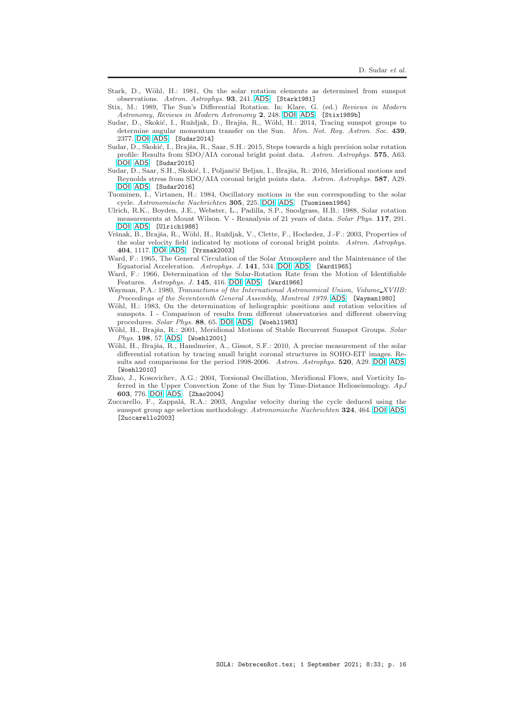Stark, D., Wöhl, H.: 1981, On the solar rotation elements as determined from sunspot observations. *Astron. Astrophys.* **93**, 241. ADS [Stark1981]

Stix, M.: 1989, The Sun's Differential Rotation. In: Klare, G. (ed.) *Reviews in Modern Astronomy*, *Reviews in Modern Astronomy* **2**, 248. DOI ADS [Stix1989b]

Sudar, D., Skokić, I., Ruždjak, D., Brajša, R., Wöhl, H.: 2014, Tracing sunspot groups to determine angular momentum transfer on the Sun. *Mon. Not. Roy. Astron. Soc.* **439**, 2377. DOI ADS [Sudar2014]

Sudar, D., Skokić, I., Brajša, R., Saar, S.H.: 2015, Steps towards a high precision solar rotation profile: Results from SDO/AIA coronal bright point data. *Astron. Astrophys.* **575**, A63. DOI ADS [Sudar2015]

Sudar, D., Saar, S.H., Skokić, I., Poljančić Beljan, I., Brajša, R.: 2016, Meridional motions and Reynolds stress from SDO/AIA coronal bright points data. *Astron. Astrophys.* **587**, A29. DOI ADS [Sudar2016]

Tuominen, I., Virtanen, H.: 1984, Oscillatory motions in the sun corresponding to the solar cycle. *Astronomische Nachrichten* **305**, 225. DOI ADS [Tuominen1984]

Ulrich, R.K., Boyden, J.E., Webster, L., Padilla, S.P., Snodgrass, H.B.: 1988, Solar rotation measurements at Mount Wilson. V - Reanalysis of 21 years of data. *Solar Phys.* **117**, 291. DOI ADS [Ulrich1988]

Vršnak, B., Brajša, R., Wöhl, H., Ruždjak, V., Clette, F., Hochedez, J.-F.: 2003, Properties of the solar velocity field indicated by motions of coronal bright points. *Astron. Astrophys.* **404**, 1117. DOI ADS [Vrsnak2003]

Ward, F.: 1965, The General Circulation of the Solar Atmosphere and the Maintenance of the Equatorial Acceleration. *Astrophys. J.* **141**, 534. DOI ADS [Ward1965]

Ward, F.: 1966, Determination of the Solar-Rotation Rate from the Motion of Identifiable Features. *Astrophys. J.* **145**, 416. DOI ADS [Ward1966]

Wayman, P.A.: 1980, *Transactions of the International Astronomical Union, Volume_XVIIB: Proceedings of the Seventeenth General Assembly, Montreal 1979.* ADS [Wayman1980]

Wöhl, H.: 1983, On the determination of heliographic positions and rotation velocities of sunspots. I - Comparison of results from different observatories and different observing procedures. *Solar Phys.* **88**, 65. DOI ADS [Woehl1983]

Wöhl, H., Brajša, R.: 2001, Meridional Motions of Stable Recurrent Sunspot Groups. *Solar Phys.* **198**, 57. ADS [Woehl2001]

Wöhl, H., Brajša, R., Hanslmeier, A., Gissot, S.F.: 2010, A precise measurement of the solar differential rotation by tracing small bright coronal structures in SOHO-EIT images. Results and comparisons for the period 1998-2006. *Astron. Astrophys.* **520**, A29. DOI ADS [Woehl2010]

Zhao, J., Kosovichev, A.G.: 2004, Torsional Oscillation, Meridional Flows, and Vorticity Inferred in the Upper Convection Zone of the Sun by Time-Distance Helioseismology. *ApJ* **603**, 776. DOI ADS [Zhao2004]

Zuccarello, F., Zappalá, R.A.: 2003, Angular velocity during the cycle deduced using the sunspot group age selection methodology. *Astronomische Nachrichten* **324**, 464. DOI ADS [Zuccarello2003]